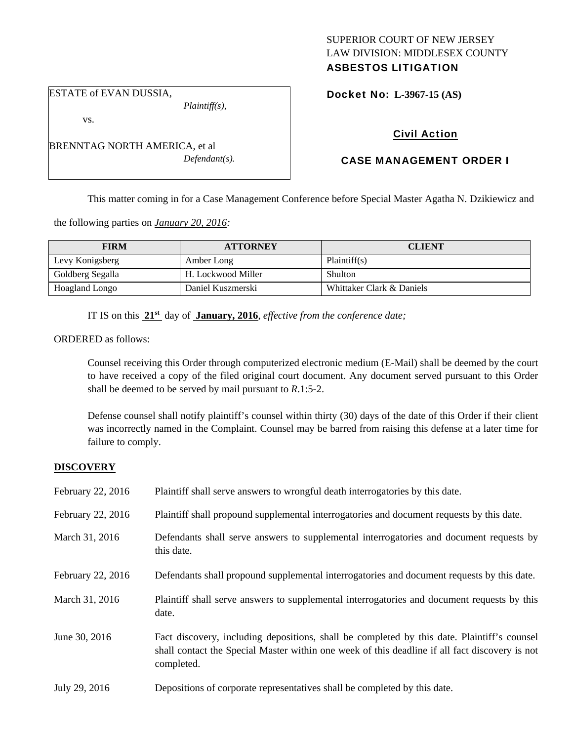SUPERIOR COURT OF NEW JERSEY
LAW DIVISION: MIDDLESEX COUNTY
**ASBESTOS LITIGATION**

ESTATE of EVAN DUSSIA,
*Plaintiff(s),*

vs.

BRENNTAG NORTH AMERICA, et al
*Defendant(s).*

**Docket No: L-3967-15 (AS)**

## Civil Action

## CASE MANAGEMENT ORDER I

This matter coming in for a Case Management Conference before Special Master Agatha N. Dzikiewicz and the following parties on *January 20, 2016:*

| FIRM | ATTORNEY | CLIENT |
|---|---|---|
| Levy Konigsberg | Amber Long | Plaintiff(s) |
| Goldberg Segalla | H. Lockwood Miller | Shulton |
| Hoagland Longo | Daniel Kuszmerski | Whittaker Clark & Daniels |

IT IS on this **21st** day of **January, 2016**, *effective from the conference date;*

ORDERED as follows:

Counsel receiving this Order through computerized electronic medium (E-Mail) shall be deemed by the court to have received a copy of the filed original court document. Any document served pursuant to this Order shall be deemed to be served by mail pursuant to *R*.1:5-2.

Defense counsel shall notify plaintiff's counsel within thirty (30) days of the date of this Order if their client was incorrectly named in the Complaint. Counsel may be barred from raising this defense at a later time for failure to comply.

**DISCOVERY**

February 22, 2016 — Plaintiff shall serve answers to wrongful death interrogatories by this date.

February 22, 2016 — Plaintiff shall propound supplemental interrogatories and document requests by this date.

March 31, 2016 — Defendants shall serve answers to supplemental interrogatories and document requests by this date.

February 22, 2016 — Defendants shall propound supplemental interrogatories and document requests by this date.

March 31, 2016 — Plaintiff shall serve answers to supplemental interrogatories and document requests by this date.

June 30, 2016 — Fact discovery, including depositions, shall be completed by this date. Plaintiff's counsel shall contact the Special Master within one week of this deadline if all fact discovery is not completed.

July 29, 2016 — Depositions of corporate representatives shall be completed by this date.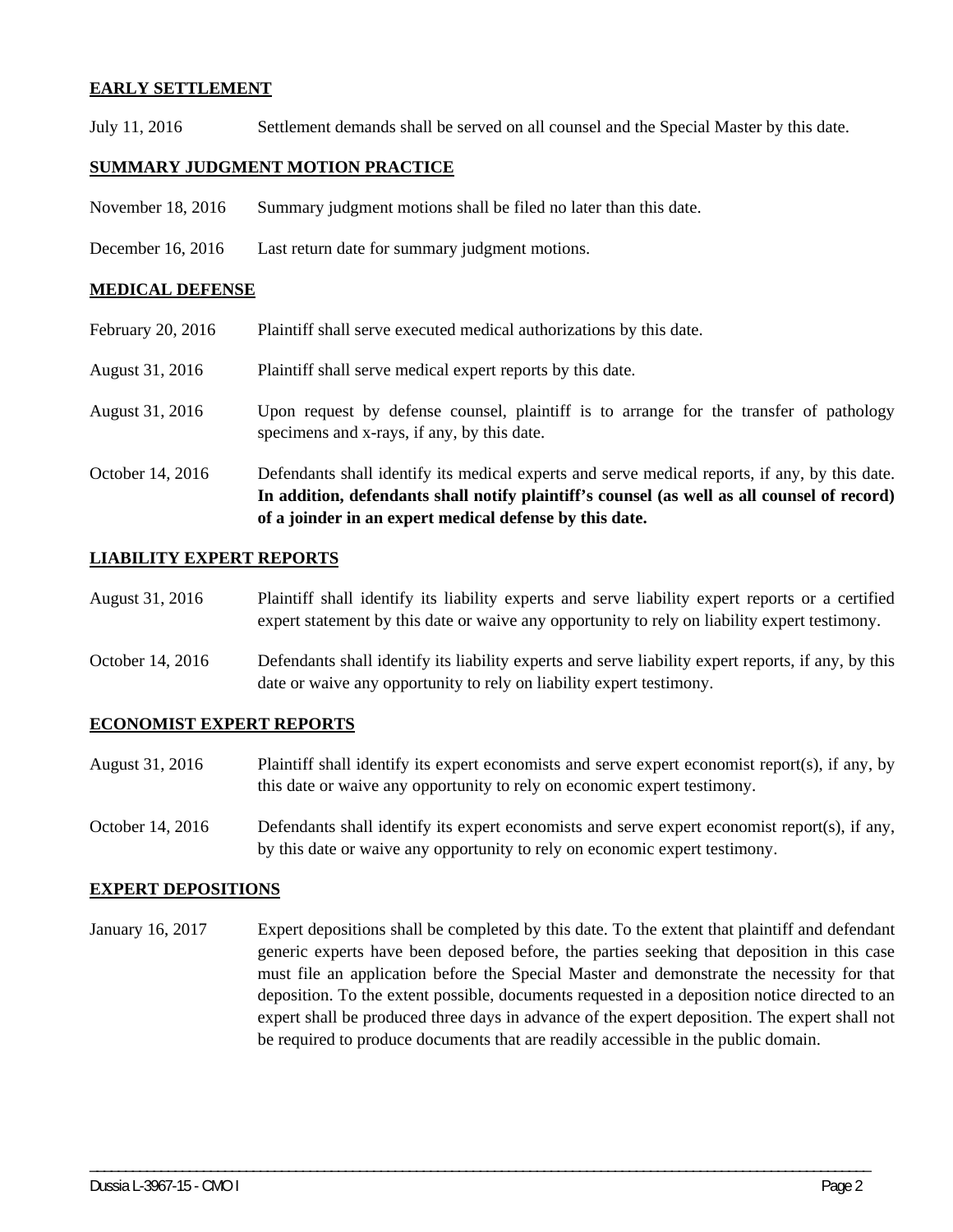## EARLY SETTLEMENT

July 11, 2016 Settlement demands shall be served on all counsel and the Special Master by this date.

## SUMMARY JUDGMENT MOTION PRACTICE

November 18, 2016 Summary judgment motions shall be filed no later than this date.

December 16, 2016 Last return date for summary judgment motions.

## MEDICAL DEFENSE

February 20, 2016 Plaintiff shall serve executed medical authorizations by this date.

August 31, 2016 Plaintiff shall serve medical expert reports by this date.

August 31, 2016 Upon request by defense counsel, plaintiff is to arrange for the transfer of pathology specimens and x-rays, if any, by this date.

October 14, 2016 Defendants shall identify its medical experts and serve medical reports, if any, by this date. **In addition, defendants shall notify plaintiff's counsel (as well as all counsel of record) of a joinder in an expert medical defense by this date.**

## LIABILITY EXPERT REPORTS

August 31, 2016 Plaintiff shall identify its liability experts and serve liability expert reports or a certified expert statement by this date or waive any opportunity to rely on liability expert testimony.

October 14, 2016 Defendants shall identify its liability experts and serve liability expert reports, if any, by this date or waive any opportunity to rely on liability expert testimony.

## ECONOMIST EXPERT REPORTS

August 31, 2016 Plaintiff shall identify its expert economists and serve expert economist report(s), if any, by this date or waive any opportunity to rely on economic expert testimony.

October 14, 2016 Defendants shall identify its expert economists and serve expert economist report(s), if any, by this date or waive any opportunity to rely on economic expert testimony.

## EXPERT DEPOSITIONS

January 16, 2017 Expert depositions shall be completed by this date. To the extent that plaintiff and defendant generic experts have been deposed before, the parties seeking that deposition in this case must file an application before the Special Master and demonstrate the necessity for that deposition. To the extent possible, documents requested in a deposition notice directed to an expert shall be produced three days in advance of the expert deposition. The expert shall not be required to produce documents that are readily accessible in the public domain.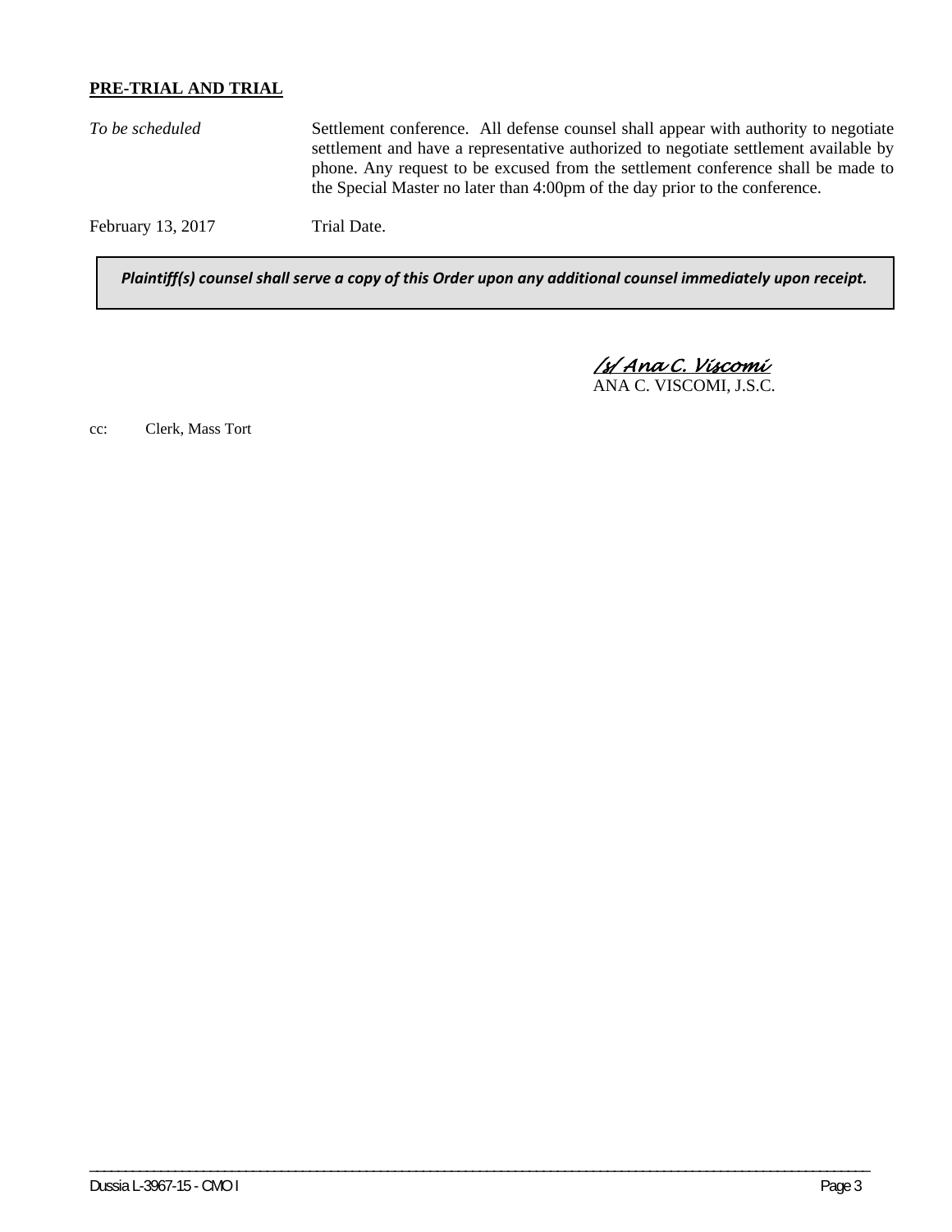**PRE-TRIAL AND TRIAL**

| | |
|---|---|
| *To be scheduled* | Settlement conference. All defense counsel shall appear with authority to negotiate settlement and have a representative authorized to negotiate settlement available by phone. Any request to be excused from the settlement conference shall be made to the Special Master no later than 4:00pm of the day prior to the conference. |
| February 13, 2017 | Trial Date. |

***Plaintiff(s) counsel shall serve a copy of this Order upon any additional counsel immediately upon receipt.***

*/s/ Ana C. Viscomi*
ANA C. VISCOMI, J.S.C.

cc: Clerk, Mass Tort